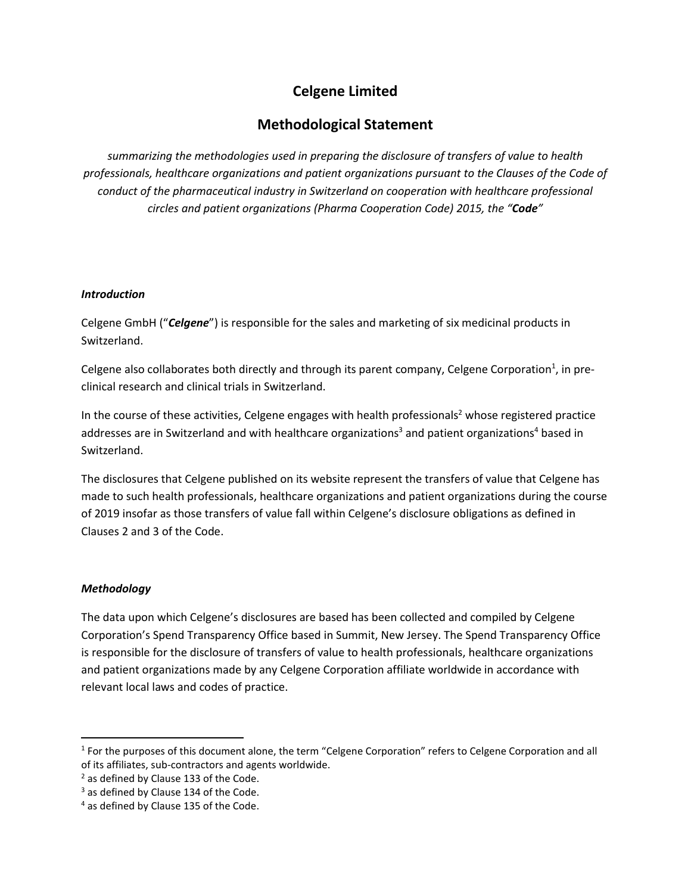# Celgene Limited

## Methodological Statement

*summarizing the methodologies used in preparing the disclosure of transfers of value to health professionals, healthcare organizations and patient organizations pursuant to the Clauses of the Code of conduct of the pharmaceutical industry in Switzerland on cooperation with healthcare professional circles and patient organizations (Pharma Cooperation Code) 2015, the "**Code**"*

### *Introduction*

Celgene GmbH ("***Celgene***") is responsible for the sales and marketing of six medicinal products in Switzerland.

Celgene also collaborates both directly and through its parent company, Celgene Corporation[1], in pre-clinical research and clinical trials in Switzerland.

In the course of these activities, Celgene engages with health professionals[2] whose registered practice addresses are in Switzerland and with healthcare organizations[3] and patient organizations[4] based in Switzerland.

The disclosures that Celgene published on its website represent the transfers of value that Celgene has made to such health professionals, healthcare organizations and patient organizations during the course of 2019 insofar as those transfers of value fall within Celgene's disclosure obligations as defined in Clauses 2 and 3 of the Code.

### *Methodology*

The data upon which Celgene's disclosures are based has been collected and compiled by Celgene Corporation's Spend Transparency Office based in Summit, New Jersey. The Spend Transparency Office is responsible for the disclosure of transfers of value to health professionals, healthcare organizations and patient organizations made by any Celgene Corporation affiliate worldwide in accordance with relevant local laws and codes of practice.

---

[1] For the purposes of this document alone, the term "Celgene Corporation" refers to Celgene Corporation and all of its affiliates, sub-contractors and agents worldwide.

[2] as defined by Clause 133 of the Code.

[3] as defined by Clause 134 of the Code.

[4] as defined by Clause 135 of the Code.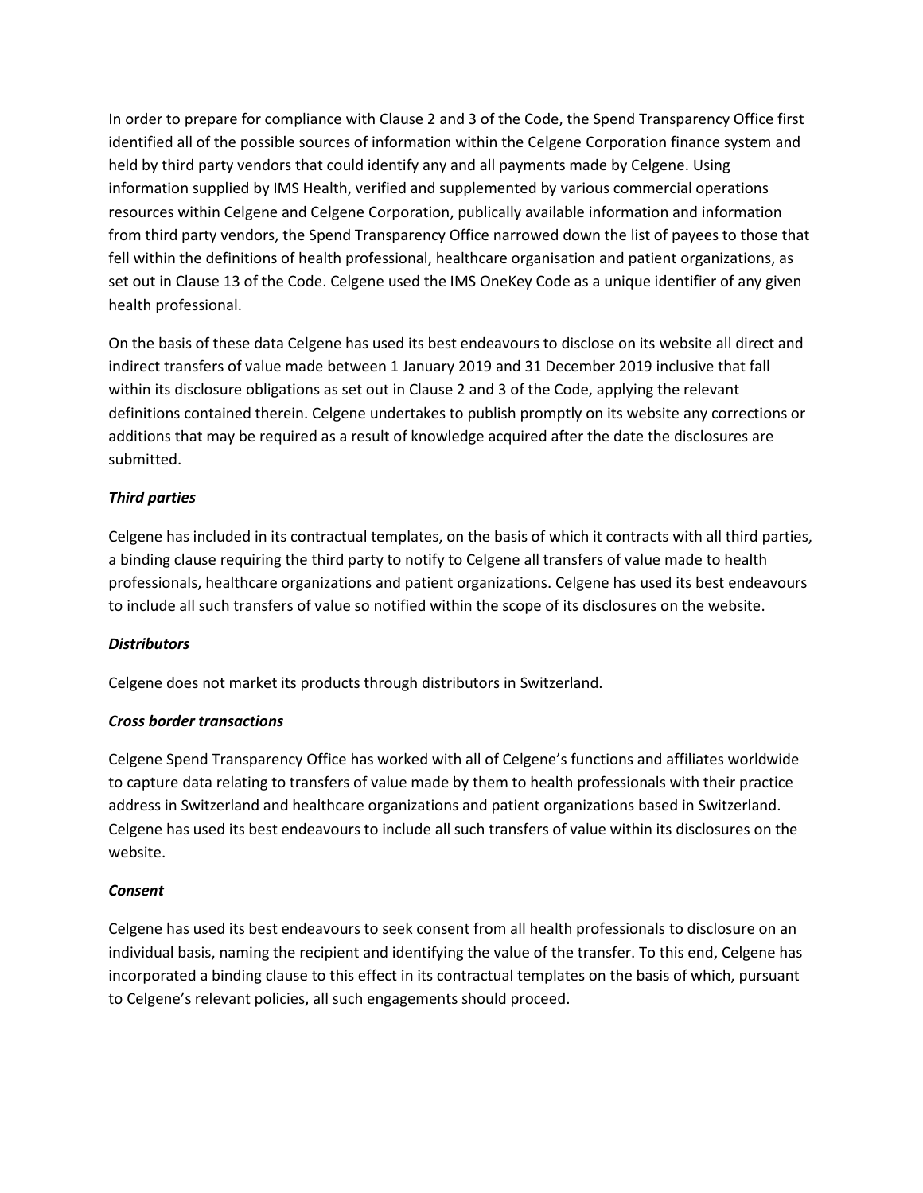In order to prepare for compliance with Clause 2 and 3 of the Code, the Spend Transparency Office first identified all of the possible sources of information within the Celgene Corporation finance system and held by third party vendors that could identify any and all payments made by Celgene. Using information supplied by IMS Health, verified and supplemented by various commercial operations resources within Celgene and Celgene Corporation, publically available information and information from third party vendors, the Spend Transparency Office narrowed down the list of payees to those that fell within the definitions of health professional, healthcare organisation and patient organizations, as set out in Clause 13 of the Code. Celgene used the IMS OneKey Code as a unique identifier of any given health professional.

On the basis of these data Celgene has used its best endeavours to disclose on its website all direct and indirect transfers of value made between 1 January 2019 and 31 December 2019 inclusive that fall within its disclosure obligations as set out in Clause 2 and 3 of the Code, applying the relevant definitions contained therein. Celgene undertakes to publish promptly on its website any corrections or additions that may be required as a result of knowledge acquired after the date the disclosures are submitted.

***Third parties***

Celgene has included in its contractual templates, on the basis of which it contracts with all third parties, a binding clause requiring the third party to notify to Celgene all transfers of value made to health professionals, healthcare organizations and patient organizations. Celgene has used its best endeavours to include all such transfers of value so notified within the scope of its disclosures on the website.

***Distributors***

Celgene does not market its products through distributors in Switzerland.

***Cross border transactions***

Celgene Spend Transparency Office has worked with all of Celgene's functions and affiliates worldwide to capture data relating to transfers of value made by them to health professionals with their practice address in Switzerland and healthcare organizations and patient organizations based in Switzerland. Celgene has used its best endeavours to include all such transfers of value within its disclosures on the website.

***Consent***

Celgene has used its best endeavours to seek consent from all health professionals to disclosure on an individual basis, naming the recipient and identifying the value of the transfer. To this end, Celgene has incorporated a binding clause to this effect in its contractual templates on the basis of which, pursuant to Celgene's relevant policies, all such engagements should proceed.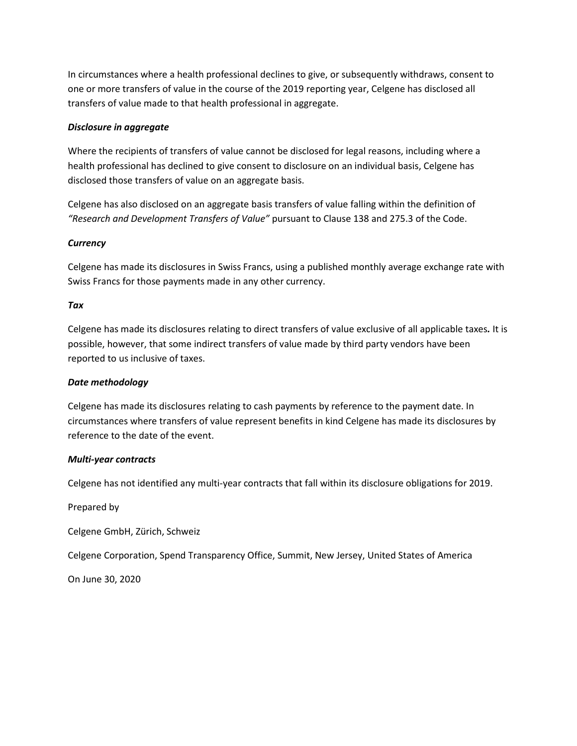In circumstances where a health professional declines to give, or subsequently withdraws, consent to one or more transfers of value in the course of the 2019 reporting year, Celgene has disclosed all transfers of value made to that health professional in aggregate.

***Disclosure in aggregate***

Where the recipients of transfers of value cannot be disclosed for legal reasons, including where a health professional has declined to give consent to disclosure on an individual basis, Celgene has disclosed those transfers of value on an aggregate basis.

Celgene has also disclosed on an aggregate basis transfers of value falling within the definition of *"Research and Development Transfers of Value"* pursuant to Clause 138 and 275.3 of the Code.

***Currency***

Celgene has made its disclosures in Swiss Francs, using a published monthly average exchange rate with Swiss Francs for those payments made in any other currency.

***Tax***

Celgene has made its disclosures relating to direct transfers of value exclusive of all applicable taxes**.** It is possible, however, that some indirect transfers of value made by third party vendors have been reported to us inclusive of taxes.

***Date methodology***

Celgene has made its disclosures relating to cash payments by reference to the payment date. In circumstances where transfers of value represent benefits in kind Celgene has made its disclosures by reference to the date of the event.

***Multi-year contracts***

Celgene has not identified any multi-year contracts that fall within its disclosure obligations for 2019.

Prepared by

Celgene GmbH, Zürich, Schweiz

Celgene Corporation, Spend Transparency Office, Summit, New Jersey, United States of America

On June 30, 2020